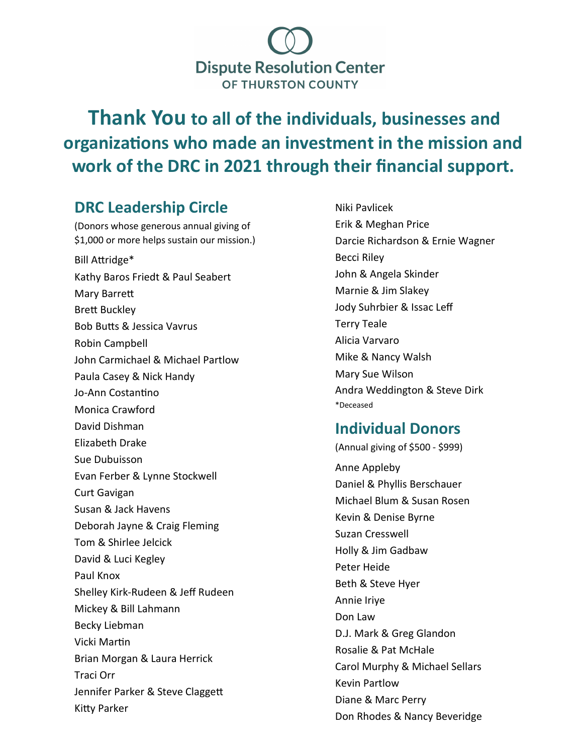Dispute Resolution Center
OF THURSTON COUNTY

# Thank You to all of the individuals, businesses and organizations who made an investment in the mission and work of the DRC in 2021 through their financial support.

## DRC Leadership Circle

(Donors whose generous annual giving of $1,000 or more helps sustain our mission.)

Bill Attridge*
Kathy Baros Friedt & Paul Seabert
Mary Barrett
Brett Buckley
Bob Butts & Jessica Vavrus
Robin Campbell
John Carmichael & Michael Partlow
Paula Casey & Nick Handy
Jo-Ann Costantino
Monica Crawford
David Dishman
Elizabeth Drake
Sue Dubuisson
Evan Ferber & Lynne Stockwell
Curt Gavigan
Susan & Jack Havens
Deborah Jayne & Craig Fleming
Tom & Shirlee Jelcick
David & Luci Kegley
Paul Knox
Shelley Kirk-Rudeen & Jeff Rudeen
Mickey & Bill Lahmann
Becky Liebman
Vicki Martin
Brian Morgan & Laura Herrick
Traci Orr
Jennifer Parker & Steve Claggett
Kitty Parker
Niki Pavlicek
Erik & Meghan Price
Darcie Richardson & Ernie Wagner
Becci Riley
John & Angela Skinder
Marnie & Jim Slakey
Jody Suhrbier & Issac Leff
Terry Teale
Alicia Varvaro
Mike & Nancy Walsh
Mary Sue Wilson
Andra Weddington & Steve Dirk

*Deceased

## Individual Donors

(Annual giving of $500 - $999)

Anne Appleby
Daniel & Phyllis Berschauer
Michael Blum & Susan Rosen
Kevin & Denise Byrne
Suzan Cresswell
Holly & Jim Gadbaw
Peter Heide
Beth & Steve Hyer
Annie Iriye
Don Law
D.J. Mark & Greg Glandon
Rosalie & Pat McHale
Carol Murphy & Michael Sellars
Kevin Partlow
Diane & Marc Perry
Don Rhodes & Nancy Beveridge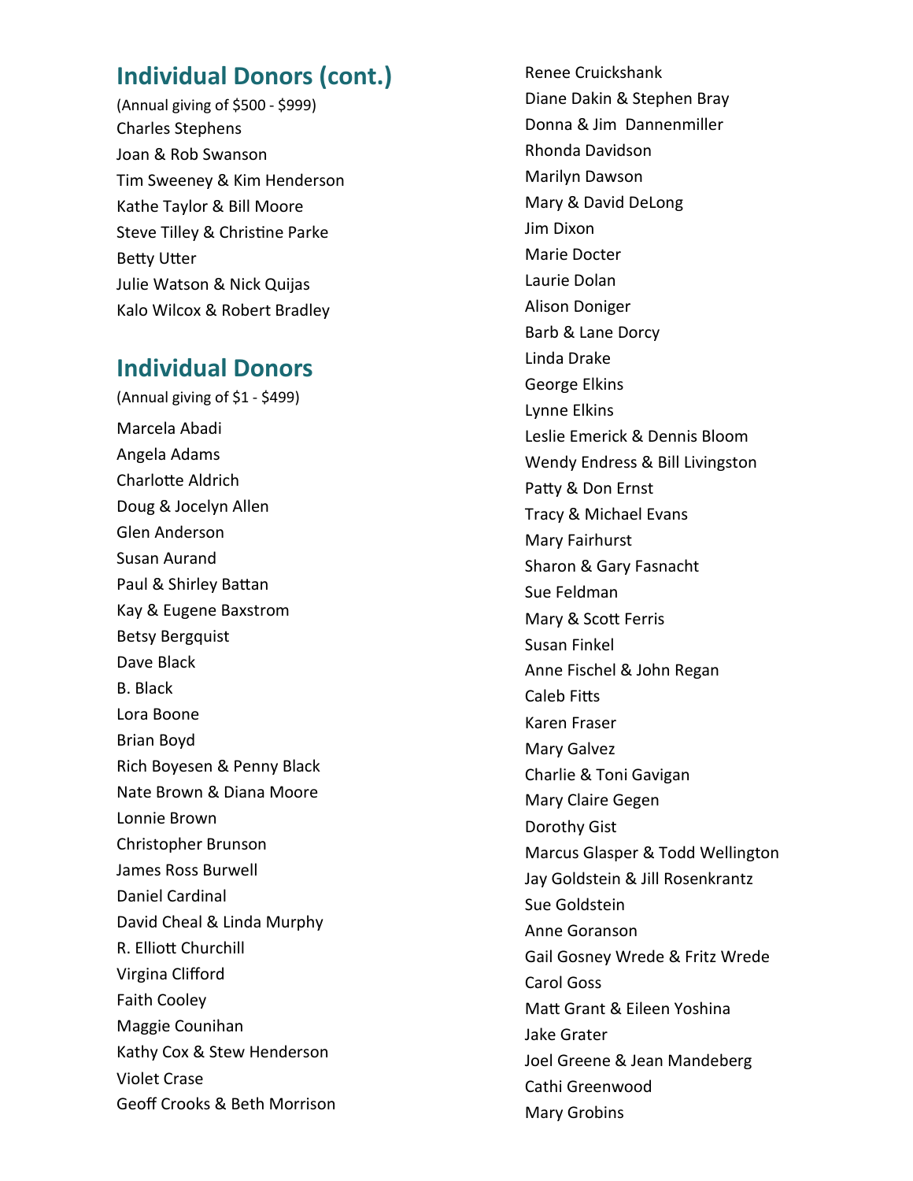## Individual Donors (cont.)

(Annual giving of $500 - $999)

Charles Stephens
Joan & Rob Swanson
Tim Sweeney & Kim Henderson
Kathe Taylor & Bill Moore
Steve Tilley & Christine Parke
Betty Utter
Julie Watson & Nick Quijas
Kalo Wilcox & Robert Bradley

## Individual Donors

(Annual giving of $1 - $499)

Marcela Abadi
Angela Adams
Charlotte Aldrich
Doug & Jocelyn Allen
Glen Anderson
Susan Aurand
Paul & Shirley Battan
Kay & Eugene Baxstrom
Betsy Bergquist
Dave Black
B. Black
Lora Boone
Brian Boyd
Rich Boyesen & Penny Black
Nate Brown & Diana Moore
Lonnie Brown
Christopher Brunson
James Ross Burwell
Daniel Cardinal
David Cheal & Linda Murphy
R. Elliott Churchill
Virgina Clifford
Faith Cooley
Maggie Counihan
Kathy Cox & Stew Henderson
Violet Crase
Geoff Crooks & Beth Morrison
Renee Cruickshank
Diane Dakin & Stephen Bray
Donna & Jim Dannenmiller
Rhonda Davidson
Marilyn Dawson
Mary & David DeLong
Jim Dixon
Marie Docter
Laurie Dolan
Alison Doniger
Barb & Lane Dorcy
Linda Drake
George Elkins
Lynne Elkins
Leslie Emerick & Dennis Bloom
Wendy Endress & Bill Livingston
Patty & Don Ernst
Tracy & Michael Evans
Mary Fairhurst
Sharon & Gary Fasnacht
Sue Feldman
Mary & Scott Ferris
Susan Finkel
Anne Fischel & John Regan
Caleb Fitts
Karen Fraser
Mary Galvez
Charlie & Toni Gavigan
Mary Claire Gegen
Dorothy Gist
Marcus Glasper & Todd Wellington
Jay Goldstein & Jill Rosenkrantz
Sue Goldstein
Anne Goranson
Gail Gosney Wrede & Fritz Wrede
Carol Goss
Matt Grant & Eileen Yoshina
Jake Grater
Joel Greene & Jean Mandeberg
Cathi Greenwood
Mary Grobins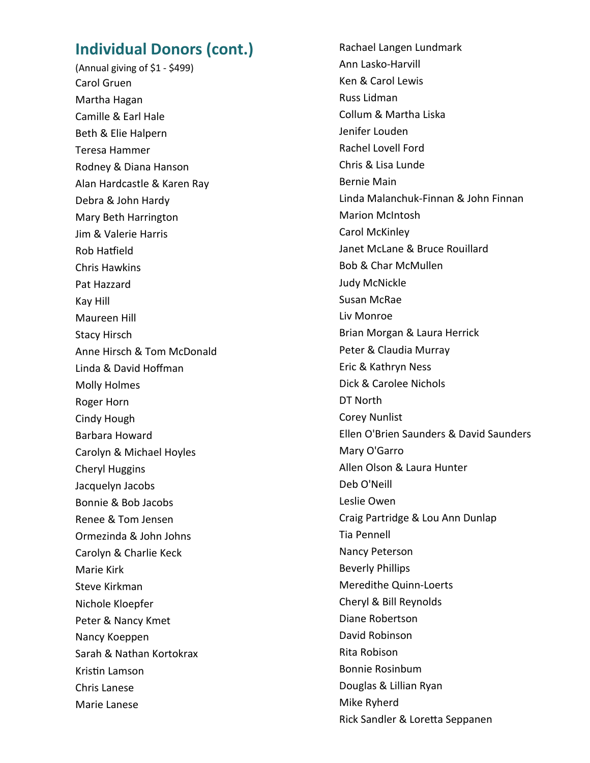## Individual Donors (cont.)

(Annual giving of $1 - $499)

Carol Gruen
Martha Hagan
Camille & Earl Hale
Beth & Elie Halpern
Teresa Hammer
Rodney & Diana Hanson
Alan Hardcastle & Karen Ray
Debra & John Hardy
Mary Beth Harrington
Jim & Valerie Harris
Rob Hatfield
Chris Hawkins
Pat Hazzard
Kay Hill
Maureen Hill
Stacy Hirsch
Anne Hirsch & Tom McDonald
Linda & David Hoffman
Molly Holmes
Roger Horn
Cindy Hough
Barbara Howard
Carolyn & Michael Hoyles
Cheryl Huggins
Jacquelyn Jacobs
Bonnie & Bob Jacobs
Renee & Tom Jensen
Ormezinda & John Johns
Carolyn & Charlie Keck
Marie Kirk
Steve Kirkman
Nichole Kloepfer
Peter & Nancy Kmet
Nancy Koeppen
Sarah & Nathan Kortokrax
Kristin Lamson
Chris Lanese
Marie Lanese
Rachael Langen Lundmark
Ann Lasko-Harvill
Ken & Carol Lewis
Russ Lidman
Collum & Martha Liska
Jenifer Louden
Rachel Lovell Ford
Chris & Lisa Lunde
Bernie Main
Linda Malanchuk-Finnan & John Finnan
Marion McIntosh
Carol McKinley
Janet McLane & Bruce Rouillard
Bob & Char McMullen
Judy McNickle
Susan McRae
Liv Monroe
Brian Morgan & Laura Herrick
Peter & Claudia Murray
Eric & Kathryn Ness
Dick & Carolee Nichols
DT North
Corey Nunlist
Ellen O'Brien Saunders & David Saunders
Mary O'Garro
Allen Olson & Laura Hunter
Deb O'Neill
Leslie Owen
Craig Partridge & Lou Ann Dunlap
Tia Pennell
Nancy Peterson
Beverly Phillips
Meredithe Quinn-Loerts
Cheryl & Bill Reynolds
Diane Robertson
David Robinson
Rita Robison
Bonnie Rosinbum
Douglas & Lillian Ryan
Mike Ryherd
Rick Sandler & Loretta Seppanen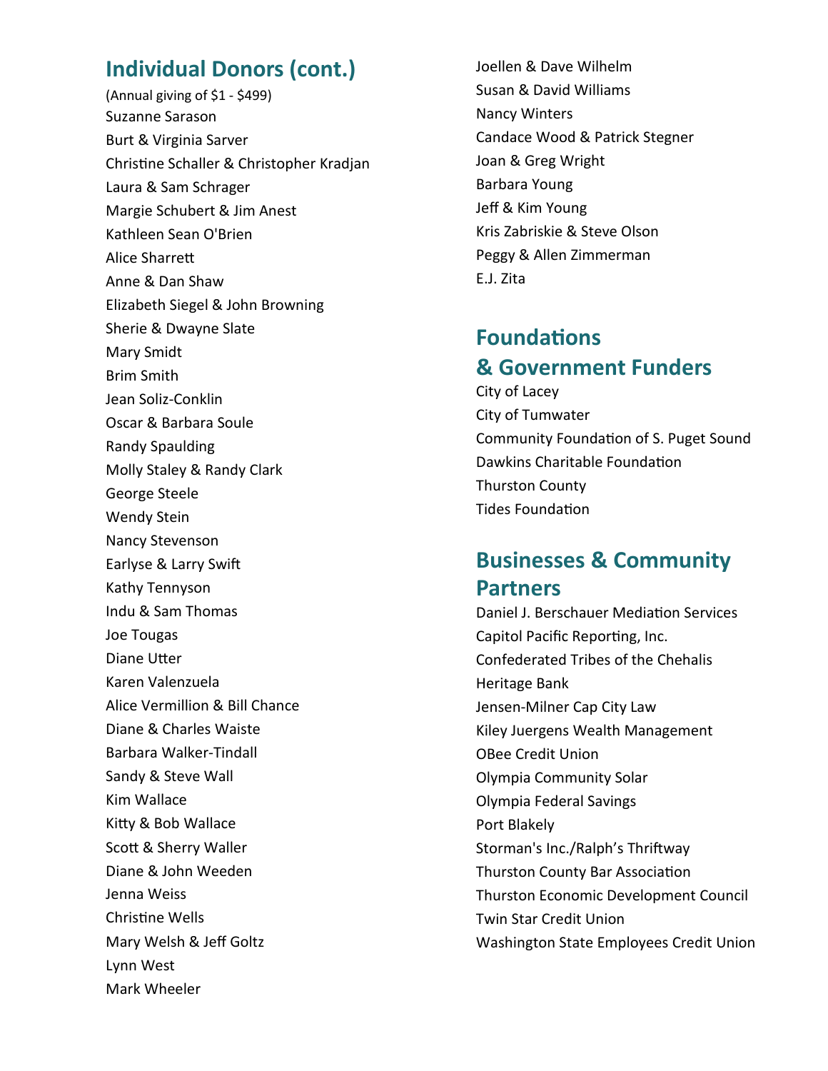## Individual Donors (cont.)

(Annual giving of $1 - $499)

Suzanne Sarason
Burt & Virginia Sarver
Christine Schaller & Christopher Kradjan
Laura & Sam Schrager
Margie Schubert & Jim Anest
Kathleen Sean O'Brien
Alice Sharrett
Anne & Dan Shaw
Elizabeth Siegel & John Browning
Sherie & Dwayne Slate
Mary Smidt
Brim Smith
Jean Soliz-Conklin
Oscar & Barbara Soule
Randy Spaulding
Molly Staley & Randy Clark
George Steele
Wendy Stein
Nancy Stevenson
Earlyse & Larry Swift
Kathy Tennyson
Indu & Sam Thomas
Joe Tougas
Diane Utter
Karen Valenzuela
Alice Vermillion & Bill Chance
Diane & Charles Waiste
Barbara Walker-Tindall
Sandy & Steve Wall
Kim Wallace
Kitty & Bob Wallace
Scott & Sherry Waller
Diane & John Weeden
Jenna Weiss
Christine Wells
Mary Welsh & Jeff Goltz
Lynn West
Mark Wheeler
Joellen & Dave Wilhelm
Susan & David Williams
Nancy Winters
Candace Wood & Patrick Stegner
Joan & Greg Wright
Barbara Young
Jeff & Kim Young
Kris Zabriskie & Steve Olson
Peggy & Allen Zimmerman
E.J. Zita

## Foundations & Government Funders

City of Lacey
City of Tumwater
Community Foundation of S. Puget Sound
Dawkins Charitable Foundation
Thurston County
Tides Foundation

## Businesses & Community Partners

Daniel J. Berschauer Mediation Services
Capitol Pacific Reporting, Inc.
Confederated Tribes of the Chehalis
Heritage Bank
Jensen-Milner Cap City Law
Kiley Juergens Wealth Management
OBee Credit Union
Olympia Community Solar
Olympia Federal Savings
Port Blakely
Storman's Inc./Ralph's Thriftway
Thurston County Bar Association
Thurston Economic Development Council
Twin Star Credit Union
Washington State Employees Credit Union